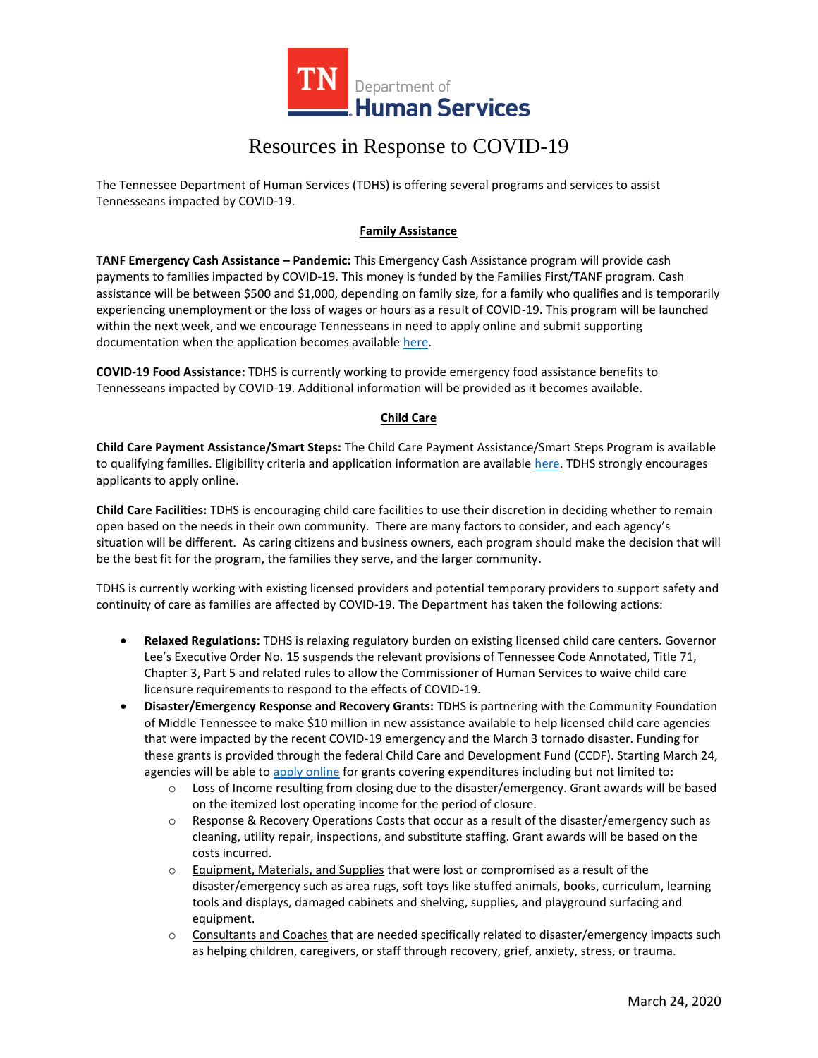TN Department of Human Services

# Resources in Response to COVID-19

The Tennessee Department of Human Services (TDHS) is offering several programs and services to assist Tennesseans impacted by COVID-19.

## Family Assistance

**TANF Emergency Cash Assistance – Pandemic:** This Emergency Cash Assistance program will provide cash payments to families impacted by COVID-19. This money is funded by the Families First/TANF program. Cash assistance will be between $500 and $1,000, depending on family size, for a family who qualifies and is temporarily experiencing unemployment or the loss of wages or hours as a result of COVID-19. This program will be launched within the next week, and we encourage Tennesseans in need to apply online and submit supporting documentation when the application becomes available here.

**COVID-19 Food Assistance:** TDHS is currently working to provide emergency food assistance benefits to Tennesseans impacted by COVID-19. Additional information will be provided as it becomes available.

## Child Care

**Child Care Payment Assistance/Smart Steps:** The Child Care Payment Assistance/Smart Steps Program is available to qualifying families. Eligibility criteria and application information are available here. TDHS strongly encourages applicants to apply online.

**Child Care Facilities:** TDHS is encouraging child care facilities to use their discretion in deciding whether to remain open based on the needs in their own community. There are many factors to consider, and each agency's situation will be different. As caring citizens and business owners, each program should make the decision that will be the best fit for the program, the families they serve, and the larger community.

TDHS is currently working with existing licensed providers and potential temporary providers to support safety and continuity of care as families are affected by COVID-19. The Department has taken the following actions:

- **Relaxed Regulations:** TDHS is relaxing regulatory burden on existing licensed child care centers. Governor Lee's Executive Order No. 15 suspends the relevant provisions of Tennessee Code Annotated, Title 71, Chapter 3, Part 5 and related rules to allow the Commissioner of Human Services to waive child care licensure requirements to respond to the effects of COVID-19.
- **Disaster/Emergency Response and Recovery Grants:** TDHS is partnering with the Community Foundation of Middle Tennessee to make $10 million in new assistance available to help licensed child care agencies that were impacted by the recent COVID-19 emergency and the March 3 tornado disaster. Funding for these grants is provided through the federal Child Care and Development Fund (CCDF). Starting March 24, agencies will be able to apply online for grants covering expenditures including but not limited to:
  - Loss of Income resulting from closing due to the disaster/emergency. Grant awards will be based on the itemized lost operating income for the period of closure.
  - Response & Recovery Operations Costs that occur as a result of the disaster/emergency such as cleaning, utility repair, inspections, and substitute staffing. Grant awards will be based on the costs incurred.
  - Equipment, Materials, and Supplies that were lost or compromised as a result of the disaster/emergency such as area rugs, soft toys like stuffed animals, books, curriculum, learning tools and displays, damaged cabinets and shelving, supplies, and playground surfacing and equipment.
  - Consultants and Coaches that are needed specifically related to disaster/emergency impacts such as helping children, caregivers, or staff through recovery, grief, anxiety, stress, or trauma.

March 24, 2020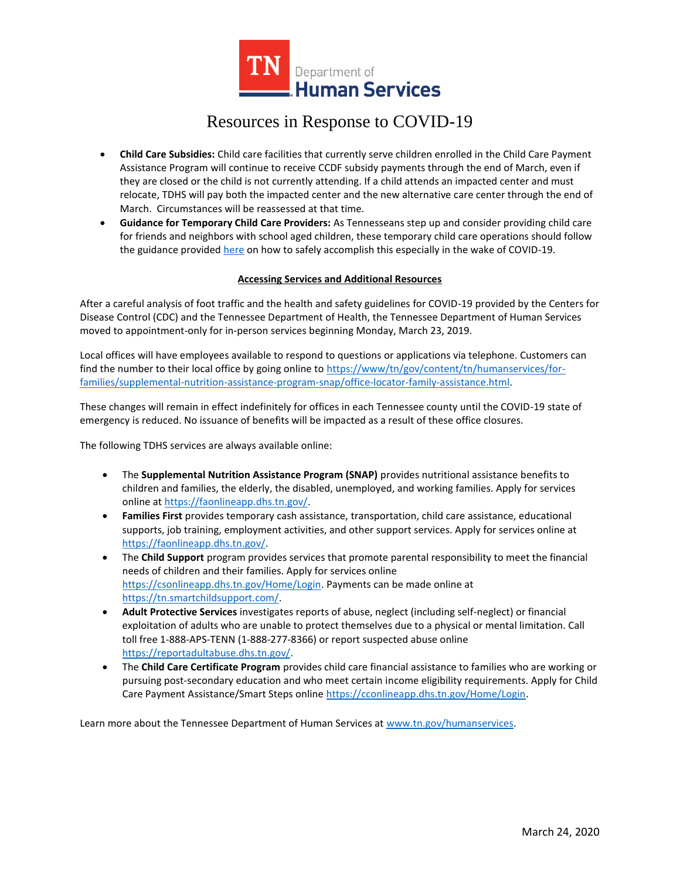TN Department of Human Services

# Resources in Response to COVID-19

- **Child Care Subsidies:** Child care facilities that currently serve children enrolled in the Child Care Payment Assistance Program will continue to receive CCDF subsidy payments through the end of March, even if they are closed or the child is not currently attending. If a child attends an impacted center and must relocate, TDHS will pay both the impacted center and the new alternative care center through the end of March. Circumstances will be reassessed at that time.
- **Guidance for Temporary Child Care Providers:** As Tennesseans step up and consider providing child care for friends and neighbors with school aged children, these temporary child care operations should follow the guidance provided here on how to safely accomplish this especially in the wake of COVID-19.

## Accessing Services and Additional Resources

After a careful analysis of foot traffic and the health and safety guidelines for COVID-19 provided by the Centers for Disease Control (CDC) and the Tennessee Department of Health, the Tennessee Department of Human Services moved to appointment-only for in-person services beginning Monday, March 23, 2019.

Local offices will have employees available to respond to questions or applications via telephone. Customers can find the number to their local office by going online to https://www/tn/gov/content/tn/humanservices/for-families/supplemental-nutrition-assistance-program-snap/office-locator-family-assistance.html.

These changes will remain in effect indefinitely for offices in each Tennessee county until the COVID-19 state of emergency is reduced. No issuance of benefits will be impacted as a result of these office closures.

The following TDHS services are always available online:

- The **Supplemental Nutrition Assistance Program (SNAP)** provides nutritional assistance benefits to children and families, the elderly, the disabled, unemployed, and working families. Apply for services online at https://faonlineapp.dhs.tn.gov/.
- **Families First** provides temporary cash assistance, transportation, child care assistance, educational supports, job training, employment activities, and other support services. Apply for services online at https://faonlineapp.dhs.tn.gov/.
- The **Child Support** program provides services that promote parental responsibility to meet the financial needs of children and their families. Apply for services online https://csonlineapp.dhs.tn.gov/Home/Login. Payments can be made online at https://tn.smartchildsupport.com/.
- **Adult Protective Services** investigates reports of abuse, neglect (including self-neglect) or financial exploitation of adults who are unable to protect themselves due to a physical or mental limitation. Call toll free 1-888-APS-TENN (1-888-277-8366) or report suspected abuse online https://reportadultabuse.dhs.tn.gov/.
- The **Child Care Certificate Program** provides child care financial assistance to families who are working or pursuing post-secondary education and who meet certain income eligibility requirements. Apply for Child Care Payment Assistance/Smart Steps online https://cconlineapp.dhs.tn.gov/Home/Login.

Learn more about the Tennessee Department of Human Services at www.tn.gov/humanservices.

March 24, 2020